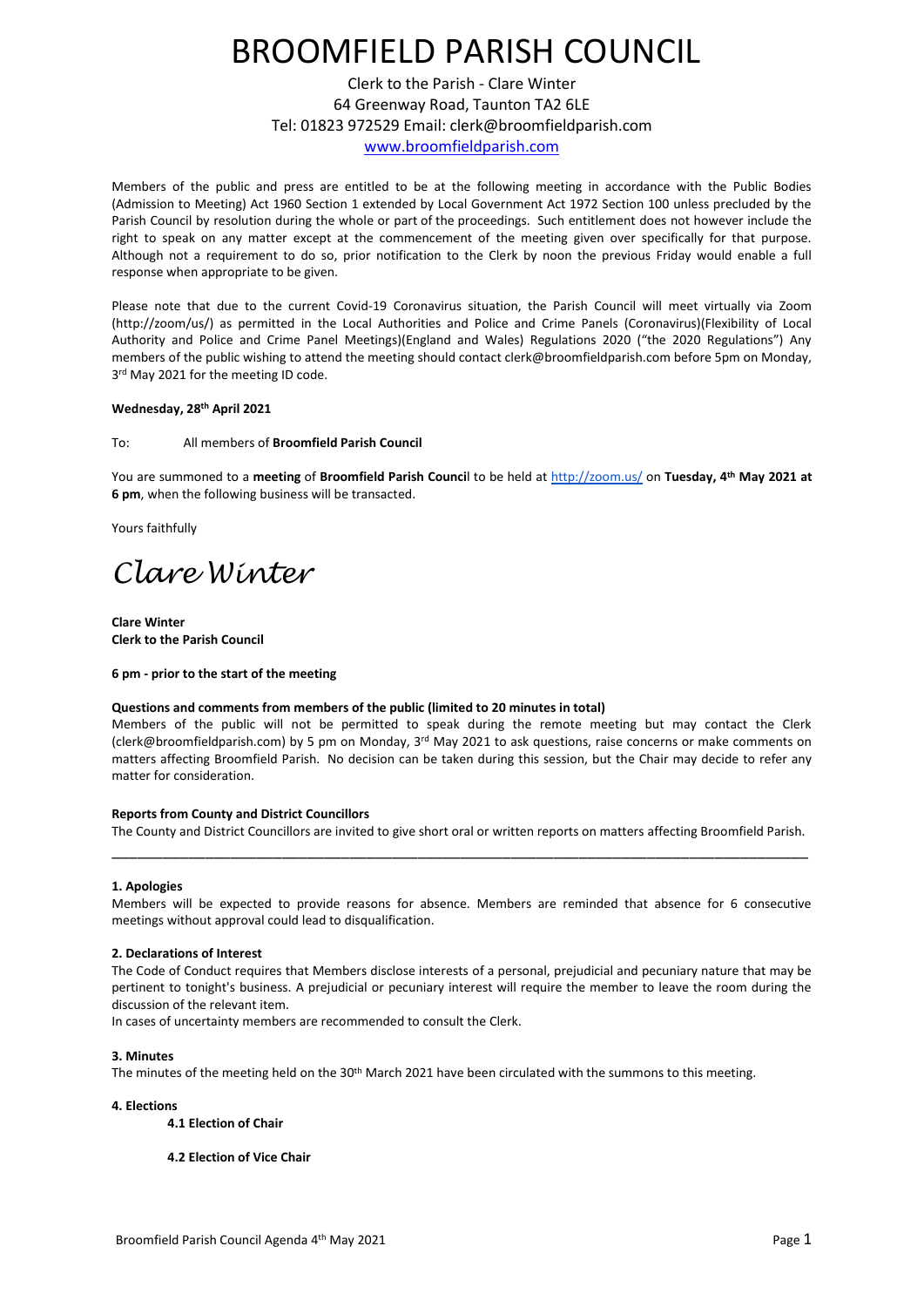# BROOMFIELD PARISH COUNCIL

Clerk to the Parish - Clare Winter
64 Greenway Road, Taunton TA2 6LE
Tel: 01823 972529 Email: clerk@broomfieldparish.com
www.broomfieldparish.com

Members of the public and press are entitled to be at the following meeting in accordance with the Public Bodies (Admission to Meeting) Act 1960 Section 1 extended by Local Government Act 1972 Section 100 unless precluded by the Parish Council by resolution during the whole or part of the proceedings. Such entitlement does not however include the right to speak on any matter except at the commencement of the meeting given over specifically for that purpose. Although not a requirement to do so, prior notification to the Clerk by noon the previous Friday would enable a full response when appropriate to be given.

Please note that due to the current Covid-19 Coronavirus situation, the Parish Council will meet virtually via Zoom (http://zoom/us/) as permitted in the Local Authorities and Police and Crime Panels (Coronavirus)(Flexibility of Local Authority and Police and Crime Panel Meetings)(England and Wales) Regulations 2020 ("the 2020 Regulations") Any members of the public wishing to attend the meeting should contact clerk@broomfieldparish.com before 5pm on Monday, 3rd May 2021 for the meeting ID code.

**Wednesday, 28th April 2021**

To: All members of **Broomfield Parish Council**

You are summoned to a **meeting** of **Broomfield Parish Council** to be held at http://zoom.us/ on **Tuesday, 4th May 2021 at 6 pm**, when the following business will be transacted.

Yours faithfully

*Clare Winter*

**Clare Winter**
**Clerk to the Parish Council**

**6 pm - prior to the start of the meeting**

**Questions and comments from members of the public (limited to 20 minutes in total)**
Members of the public will not be permitted to speak during the remote meeting but may contact the Clerk (clerk@broomfieldparish.com) by 5 pm on Monday, 3rd May 2021 to ask questions, raise concerns or make comments on matters affecting Broomfield Parish. No decision can be taken during this session, but the Chair may decide to refer any matter for consideration.

**Reports from County and District Councillors**
The County and District Councillors are invited to give short oral or written reports on matters affecting Broomfield Parish.

---

**1. Apologies**
Members will be expected to provide reasons for absence. Members are reminded that absence for 6 consecutive meetings without approval could lead to disqualification.

**2. Declarations of Interest**
The Code of Conduct requires that Members disclose interests of a personal, prejudicial and pecuniary nature that may be pertinent to tonight's business. A prejudicial or pecuniary interest will require the member to leave the room during the discussion of the relevant item.
In cases of uncertainty members are recommended to consult the Clerk.

**3. Minutes**
The minutes of the meeting held on the 30th March 2021 have been circulated with the summons to this meeting.

**4. Elections**

**4.1 Election of Chair**

**4.2 Election of Vice Chair**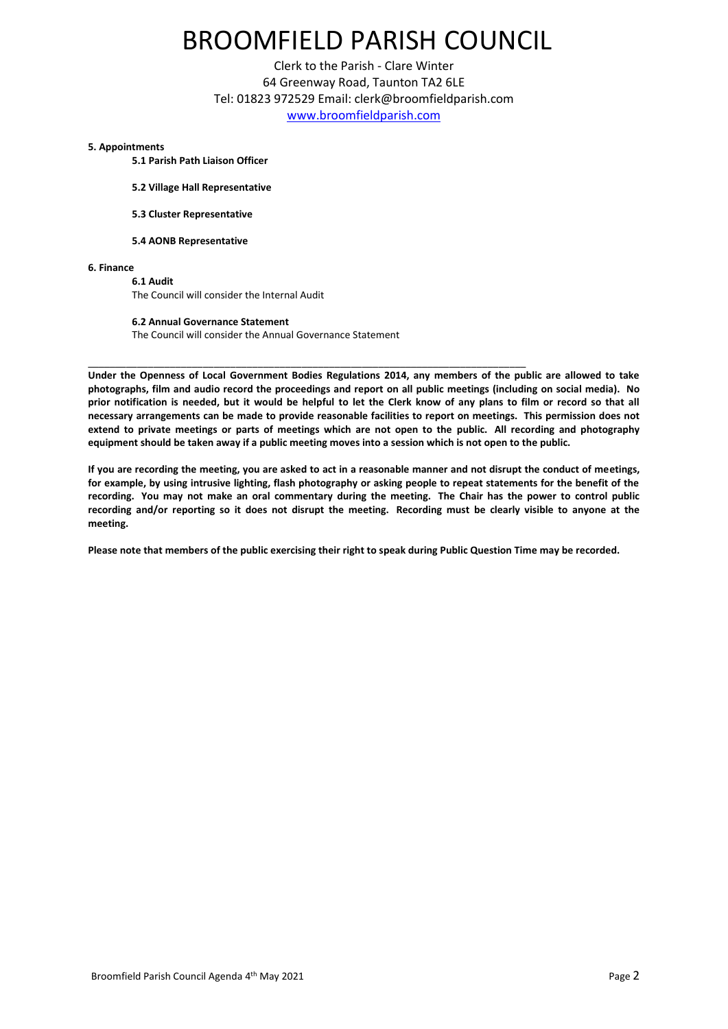# BROOMFIELD PARISH COUNCIL

Clerk to the Parish - Clare Winter
64 Greenway Road, Taunton TA2 6LE
Tel: 01823 972529 Email: clerk@broomfieldparish.com
www.broomfieldparish.com

**5. Appointments**

**5.1 Parish Path Liaison Officer**

**5.2 Village Hall Representative**

**5.3 Cluster Representative**

**5.4 AONB Representative**

**6. Finance**

**6.1 Audit**
The Council will consider the Internal Audit

**6.2 Annual Governance Statement**
The Council will consider the Annual Governance Statement

---

**Under the Openness of Local Government Bodies Regulations 2014, any members of the public are allowed to take photographs, film and audio record the proceedings and report on all public meetings (including on social media). No prior notification is needed, but it would be helpful to let the Clerk know of any plans to film or record so that all necessary arrangements can be made to provide reasonable facilities to report on meetings. This permission does not extend to private meetings or parts of meetings which are not open to the public. All recording and photography equipment should be taken away if a public meeting moves into a session which is not open to the public.**

**If you are recording the meeting, you are asked to act in a reasonable manner and not disrupt the conduct of meetings, for example, by using intrusive lighting, flash photography or asking people to repeat statements for the benefit of the recording. You may not make an oral commentary during the meeting. The Chair has the power to control public recording and/or reporting so it does not disrupt the meeting. Recording must be clearly visible to anyone at the meeting.**

**Please note that members of the public exercising their right to speak during Public Question Time may be recorded.**